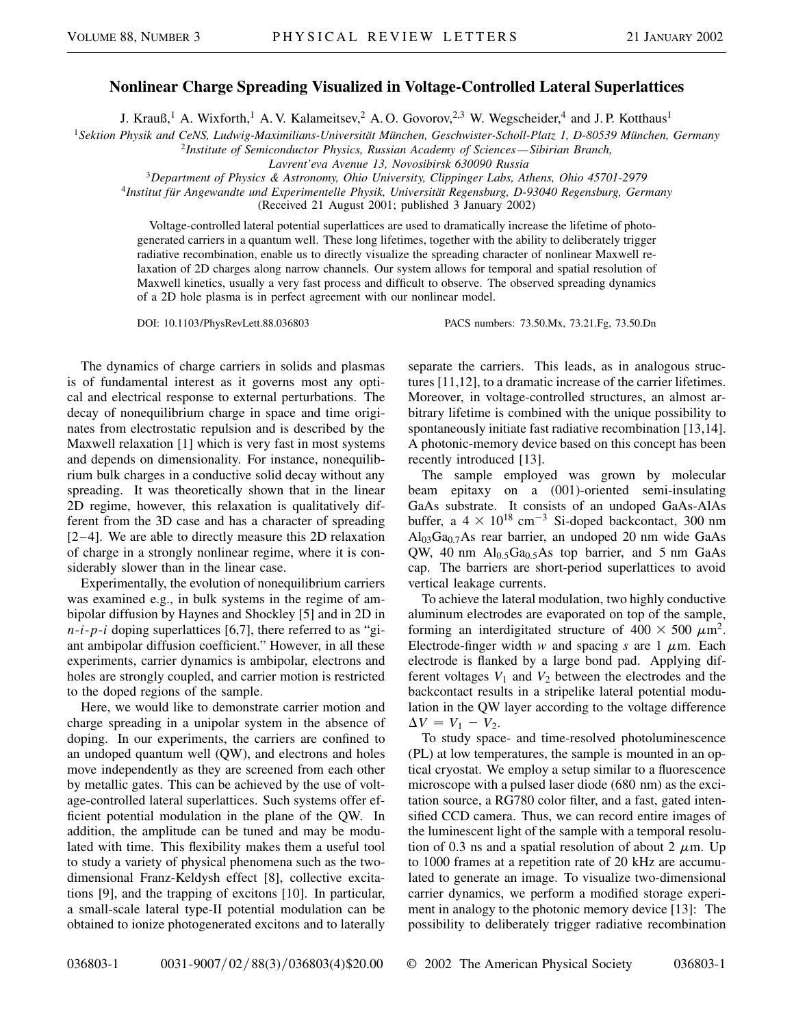# Nonlinear Charge Spreading Visualized in Voltage-Controlled Lateral Superlattices

J. Krauß,[1] A. Wixforth,[1] A. V. Kalameitsev,[2] A. O. Govorov,[2,3] W. Wegscheider,[4] and J. P. Kotthaus[1]

[1]*Sektion Physik and CeNS, Ludwig-Maximilians-Universität München, Geschwister-Scholl-Platz 1, D-80539 München, Germany*

[2]*Institute of Semiconductor Physics, Russian Academy of Sciences—Sibirian Branch, Lavrent'eva Avenue 13, Novosibirsk 630090 Russia*

[3]*Department of Physics & Astronomy, Ohio University, Clippinger Labs, Athens, Ohio 45701-2979*

[4]*Institut für Angewandte und Experimentelle Physik, Universität Regensburg, D-93040 Regensburg, Germany*

(Received 21 August 2001; published 3 January 2002)

Voltage-controlled lateral potential superlattices are used to dramatically increase the lifetime of photogenerated carriers in a quantum well. These long lifetimes, together with the ability to deliberately trigger radiative recombination, enable us to directly visualize the spreading character of nonlinear Maxwell relaxation of 2D charges along narrow channels. Our system allows for temporal and spatial resolution of Maxwell kinetics, usually a very fast process and difficult to observe. The observed spreading dynamics of a 2D hole plasma is in perfect agreement with our nonlinear model.

DOI: 10.1103/PhysRevLett.88.036803 PACS numbers: 73.50.Mx, 73.21.Fg, 73.50.Dn

The dynamics of charge carriers in solids and plasmas is of fundamental interest as it governs most any optical and electrical response to external perturbations. The decay of nonequilibrium charge in space and time originates from electrostatic repulsion and is described by the Maxwell relaxation [1] which is very fast in most systems and depends on dimensionality. For instance, nonequilibrium bulk charges in a conductive solid decay without any spreading. It was theoretically shown that in the linear 2D regime, however, this relaxation is qualitatively different from the 3D case and has a character of spreading [2–4]. We are able to directly measure this 2D relaxation of charge in a strongly nonlinear regime, where it is considerably slower than in the linear case.

Experimentally, the evolution of nonequilibrium carriers was examined e.g., in bulk systems in the regime of ambipolar diffusion by Haynes and Shockley [5] and in 2D in *n-i-p-i* doping superlattices [6,7], there referred to as "giant ambipolar diffusion coefficient." However, in all these experiments, carrier dynamics is ambipolar, electrons and holes are strongly coupled, and carrier motion is restricted to the doped regions of the sample.

Here, we would like to demonstrate carrier motion and charge spreading in a unipolar system in the absence of doping. In our experiments, the carriers are confined to an undoped quantum well (QW), and electrons and holes move independently as they are screened from each other by metallic gates. This can be achieved by the use of voltage-controlled lateral superlattices. Such systems offer efficient potential modulation in the plane of the QW. In addition, the amplitude can be tuned and may be modulated with time. This flexibility makes them a useful tool to study a variety of physical phenomena such as the two-dimensional Franz-Keldysh effect [8], collective excitations [9], and the trapping of excitons [10]. In particular, a small-scale lateral type-II potential modulation can be obtained to ionize photogenerated excitons and to laterally separate the carriers. This leads, as in analogous structures [11,12], to a dramatic increase of the carrier lifetimes. Moreover, in voltage-controlled structures, an almost arbitrary lifetime is combined with the unique possibility to spontaneously initiate fast radiative recombination [13,14]. A photonic-memory device based on this concept has been recently introduced [13].

The sample employed was grown by molecular beam epitaxy on a (001)-oriented semi-insulating GaAs substrate. It consists of an undoped GaAs-AlAs buffer, a $4 \times 10^{18}$ cm$^{-3}$ Si-doped backcontact, 300 nm $Al_{03}Ga_{0.7}As$ rear barrier, an undoped 20 nm wide GaAs QW, 40 nm $Al_{0.5}Ga_{0.5}As$ top barrier, and 5 nm GaAs cap. The barriers are short-period superlattices to avoid vertical leakage currents.

To achieve the lateral modulation, two highly conductive aluminum electrodes are evaporated on top of the sample, forming an interdigitated structure of $400 \times 500$ $\mu$m$^2$. Electrode-finger width $w$ and spacing $s$ are 1 $\mu$m. Each electrode is flanked by a large bond pad. Applying different voltages $V_1$ and $V_2$ between the electrodes and the backcontact results in a stripelike lateral potential modulation in the QW layer according to the voltage difference $\Delta V = V_1 - V_2$.

To study space- and time-resolved photoluminescence (PL) at low temperatures, the sample is mounted in an optical cryostat. We employ a setup similar to a fluorescence microscope with a pulsed laser diode (680 nm) as the excitation source, a RG780 color filter, and a fast, gated intensified CCD camera. Thus, we can record entire images of the luminescent light of the sample with a temporal resolution of 0.3 ns and a spatial resolution of about 2 $\mu$m. Up to 1000 frames at a repetition rate of 20 kHz are accumulated to generate an image. To visualize two-dimensional carrier dynamics, we perform a modified storage experiment in analogy to the photonic memory device [13]: The possibility to deliberately trigger radiative recombination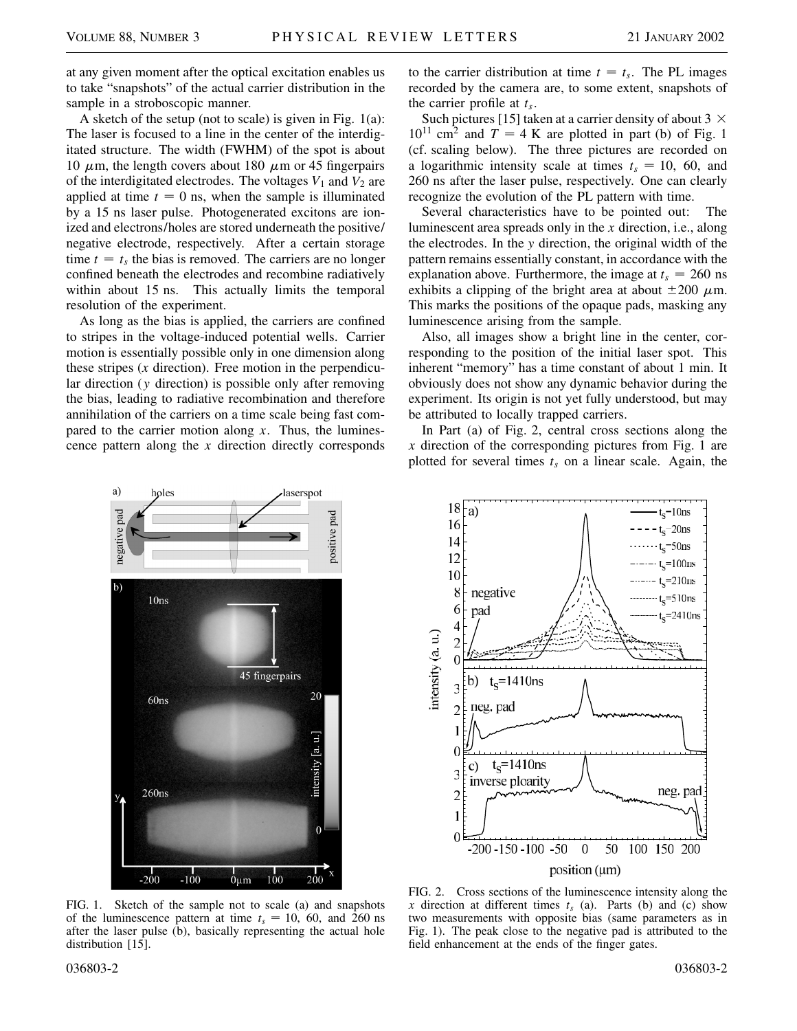at any given moment after the optical excitation enables us to take "snapshots" of the actual carrier distribution in the sample in a stroboscopic manner.

A sketch of the setup (not to scale) is given in Fig. 1(a): The laser is focused to a line in the center of the interdigitated structure. The width (FWHM) of the spot is about 10 $\mu$m, the length covers about 180 $\mu$m or 45 fingerpairs of the interdigitated electrodes. The voltages $V_1$ and $V_2$ are applied at time $t = 0$ ns, when the sample is illuminated by a 15 ns laser pulse. Photogenerated excitons are ionized and electrons/holes are stored underneath the positive/negative electrode, respectively. After a certain storage time $t = t_s$ the bias is removed. The carriers are no longer confined beneath the electrodes and recombine radiatively within about 15 ns. This actually limits the temporal resolution of the experiment.

As long as the bias is applied, the carriers are confined to stripes in the voltage-induced potential wells. Carrier motion is essentially possible only in one dimension along these stripes ($x$ direction). Free motion in the perpendicular direction ($y$ direction) is possible only after removing the bias, leading to radiative recombination and therefore annihilation of the carriers on a time scale being fast compared to the carrier motion along $x$. Thus, the luminescence pattern along the $x$ direction directly corresponds to the carrier distribution at time $t = t_s$. The PL images recorded by the camera are, to some extent, snapshots of the carrier profile at $t_s$.

Such pictures [15] taken at a carrier density of about $3 \times 10^{11}$ cm$^2$ and $T = 4$ K are plotted in part (b) of Fig. 1 (cf. scaling below). The three pictures are recorded on a logarithmic intensity scale at times $t_s = 10$, 60, and 260 ns after the laser pulse, respectively. One can clearly recognize the evolution of the PL pattern with time.

Several characteristics have to be pointed out: The luminescent area spreads only in the $x$ direction, i.e., along the electrodes. In the $y$ direction, the original width of the pattern remains essentially constant, in accordance with the explanation above. Furthermore, the image at $t_s = 260$ ns exhibits a clipping of the bright area at about $\pm 200$ $\mu$m. This marks the positions of the opaque pads, masking any luminescence arising from the sample.

Also, all images show a bright line in the center, corresponding to the position of the initial laser spot. This inherent "memory" has a time constant of about 1 min. It obviously does not show any dynamic behavior during the experiment. Its origin is not yet fully understood, but may be attributed to locally trapped carriers.

In Part (a) of Fig. 2, central cross sections along the $x$ direction of the corresponding pictures from Fig. 1 are plotted for several times $t_s$ on a linear scale. Again, the

FIG. 1. Sketch of the sample not to scale (a) and snapshots of the luminescence pattern at time $t_s = 10$, 60, and 260 ns after the laser pulse (b), basically representing the actual hole distribution [15].

FIG. 2. Cross sections of the luminescence intensity along the $x$ direction at different times $t_s$ (a). Parts (b) and (c) show two measurements with opposite bias (same parameters as in Fig. 1). The peak close to the negative pad is attributed to the field enhancement at the ends of the finger gates.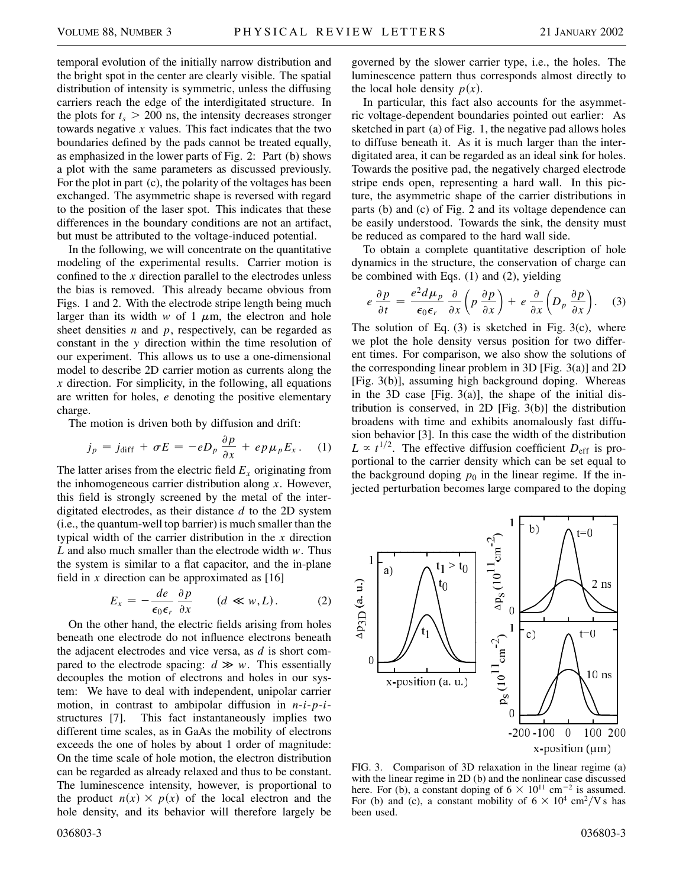temporal evolution of the initially narrow distribution and the bright spot in the center are clearly visible. The spatial distribution of intensity is symmetric, unless the diffusing carriers reach the edge of the interdigitated structure. In the plots for $t_s > 200$ ns, the intensity decreases stronger towards negative $x$ values. This fact indicates that the two boundaries defined by the pads cannot be treated equally, as emphasized in the lower parts of Fig. 2: Part (b) shows a plot with the same parameters as discussed previously. For the plot in part (c), the polarity of the voltages has been exchanged. The asymmetric shape is reversed with regard to the position of the laser spot. This indicates that these differences in the boundary conditions are not an artifact, but must be attributed to the voltage-induced potential.

In the following, we will concentrate on the quantitative modeling of the experimental results. Carrier motion is confined to the $x$ direction parallel to the electrodes unless the bias is removed. This already became obvious from Figs. 1 and 2. With the electrode stripe length being much larger than its width $w$ of 1 $\mu$m, the electron and hole sheet densities $n$ and $p$, respectively, can be regarded as constant in the $y$ direction within the time resolution of our experiment. This allows us to use a one-dimensional model to describe 2D carrier motion as currents along the $x$ direction. For simplicity, in the following, all equations are written for holes, $e$ denoting the positive elementary charge.

The motion is driven both by diffusion and drift:

$$j_p = j_{\text{diff}} + \sigma E = -eD_p \frac{\partial p}{\partial x} + ep\mu_p E_x . \quad (1)$$

The latter arises from the electric field $E_x$ originating from the inhomogeneous carrier distribution along $x$. However, this field is strongly screened by the metal of the interdigitated electrodes, as their distance $d$ to the 2D system (i.e., the quantum-well top barrier) is much smaller than the typical width of the carrier distribution in the $x$ direction $L$ and also much smaller than the electrode width $w$. Thus the system is similar to a flat capacitor, and the in-plane field in $x$ direction can be approximated as [16]

$$E_x = -\frac{de}{\epsilon_0 \epsilon_r} \frac{\partial p}{\partial x} \qquad (d \ll w, L). \quad (2)$$

On the other hand, the electric fields arising from holes beneath one electrode do not influence electrons beneath the adjacent electrodes and vice versa, as $d$ is short compared to the electrode spacing: $d \gg w$. This essentially decouples the motion of electrons and holes in our system: We have to deal with independent, unipolar carrier motion, in contrast to ambipolar diffusion in $n$-$i$-$p$-$i$-structures [7]. This fact instantaneously implies two different time scales, as in GaAs the mobility of electrons exceeds the one of holes by about 1 order of magnitude: On the time scale of hole motion, the electron distribution can be regarded as already relaxed and thus to be constant. The luminescence intensity, however, is proportional to the product $n(x) \times p(x)$ of the local electron and the hole density, and its behavior will therefore largely be governed by the slower carrier type, i.e., the holes. The luminescence pattern thus corresponds almost directly to the local hole density $p(x)$.

In particular, this fact also accounts for the asymmetric voltage-dependent boundaries pointed out earlier: As sketched in part (a) of Fig. 1, the negative pad allows holes to diffuse beneath it. As it is much larger than the interdigitated area, it can be regarded as an ideal sink for holes. Towards the positive pad, the negatively charged electrode stripe ends open, representing a hard wall. In this picture, the asymmetric shape of the carrier distributions in parts (b) and (c) of Fig. 2 and its voltage dependence can be easily understood. Towards the sink, the density must be reduced as compared to the hard wall side.

To obtain a complete quantitative description of hole dynamics in the structure, the conservation of charge can be combined with Eqs. (1) and (2), yielding

$$e \frac{\partial p}{\partial t} = \frac{e^2 d \mu_p}{\epsilon_0 \epsilon_r} \frac{\partial}{\partial x}\left( p \frac{\partial p}{\partial x} \right) + e \frac{\partial}{\partial x}\left( D_p \frac{\partial p}{\partial x} \right). \quad (3)$$

The solution of Eq. (3) is sketched in Fig. 3(c), where we plot the hole density versus position for two different times. For comparison, we also show the solutions of the corresponding linear problem in 3D [Fig. 3(a)] and 2D [Fig. 3(b)], assuming high background doping. Whereas in the 3D case [Fig. 3(a)], the shape of the initial distribution is conserved, in 2D [Fig. 3(b)] the distribution broadens with time and exhibits anomalously fast diffusion behavior [3]. In this case the width of the distribution $L \propto t^{1/2}$. The effective diffusion coefficient $D_{\text{eff}}$ is proportional to the carrier density which can be set equal to the background doping $p_0$ in the linear regime. If the injected perturbation becomes large compared to the doping

FIG. 3. Comparison of 3D relaxation in the linear regime (a) with the linear regime in 2D (b) and the nonlinear case discussed here. For (b), a constant doping of $6 \times 10^{11}$ cm$^{-2}$ is assumed. For (b) and (c), a constant mobility of $6 \times 10^4$ cm$^2$/V s has been used.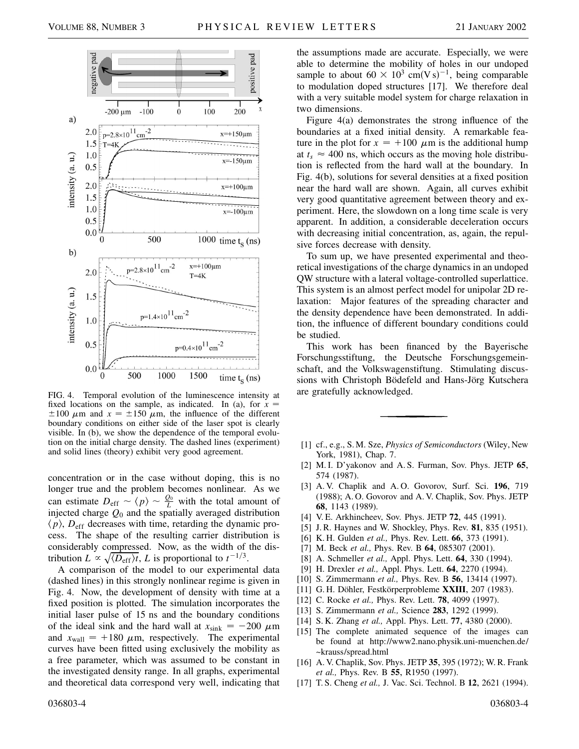negative pad

positive pad

-200 μm -100 0 100 200 x

a)

p=2.8×10^11 cm^-2

T=4K

x=+150μm

x=-150μm

x=+100μm

x=-100μm

intensity (a. u.)

time t_S (ns)

b)

x=+100μm

p=2.8×10^11 cm^-2

T=4K

p=1.4×10^11 cm^-2

p=0.4×10^11 cm^-2

intensity (a. u.)

time t_S (ns)

FIG. 4. Temporal evolution of the luminescence intensity at fixed locations on the sample, as indicated. In (a), for $x = \pm 100\ \mu$m and $x = \pm 150\ \mu$m, the influence of the different boundary conditions on either side of the laser spot is clearly visible. In (b), we show the dependence of the temporal evolution on the initial charge density. The dashed lines (experiment) and solid lines (theory) exhibit very good agreement.

concentration or in the case without doping, this is no longer true and the problem becomes nonlinear. As we can estimate $D_{\text{eff}} \sim \langle p \rangle \sim \frac{Q_0}{L}$ with the total amount of injected charge $Q_0$ and the spatially averaged distribution $\langle p \rangle$, $D_{\text{eff}}$ decreases with time, retarding the dynamic process. The shape of the resulting carrier distribution is considerably compressed. Now, as the width of the distribution $L \propto \sqrt{\langle D_{\text{eff}} \rangle t}$, $L$ is proportional to $t^{-1/3}$.

A comparison of the model to our experimental data (dashed lines) in this strongly nonlinear regime is given in Fig. 4. Now, the development of density with time at a fixed position is plotted. The simulation incorporates the initial laser pulse of 15 ns and the boundary conditions of the ideal sink and the hard wall at $x_{\text{sink}} = -200\ \mu$m and $x_{\text{wall}} = +180\ \mu$m, respectively. The experimental curves have been fitted using exclusively the mobility as a free parameter, which was assumed to be constant in the investigated density range. In all graphs, experimental and theoretical data correspond very well, indicating that the assumptions made are accurate. Especially, we were able to determine the mobility of holes in our undoped sample to about $60 \times 10^3\ \text{cm}(\text{V s})^{-1}$, being comparable to modulation doped structures [17]. We therefore deal with a very suitable model system for charge relaxation in two dimensions.

Figure 4(a) demonstrates the strong influence of the boundaries at a fixed initial density. A remarkable feature in the plot for $x = +100\ \mu$m is the additional hump at $t_s \approx 400$ ns, which occurs as the moving hole distribution is reflected from the hard wall at the boundary. In Fig. 4(b), solutions for several densities at a fixed position near the hard wall are shown. Again, all curves exhibit very good quantitative agreement between theory and experiment. Here, the slowdown on a long time scale is very apparent. In addition, a considerable deceleration occurs with decreasing initial concentration, as, again, the repulsive forces decrease with density.

To sum up, we have presented experimental and theoretical investigations of the charge dynamics in an undoped QW structure with a lateral voltage-controlled superlattice. This system is an almost perfect model for unipolar 2D relaxation: Major features of the spreading character and the density dependence have been demonstrated. In addition, the influence of different boundary conditions could be studied.

This work has been financed by the Bayerische Forschungsstiftung, the Deutsche Forschungsgemeinschaft, and the Volkswagenstiftung. Stimulating discussions with Christoph Bödefeld and Hans-Jörg Kutschera are gratefully acknowledged.

---

[1] cf., e.g., S. M. Sze, *Physics of Semiconductors* (Wiley, New York, 1981), Chap. 7.
[2] M. I. D'yakonov and A. S. Furman, Sov. Phys. JETP **65**, 574 (1987).
[3] A. V. Chaplik and A. O. Govorov, Surf. Sci. **196**, 719 (1988); A. O. Govorov and A. V. Chaplik, Sov. Phys. JETP **68**, 1143 (1989).
[4] V. E. Arkhincheev, Sov. Phys. JETP **72**, 445 (1991).
[5] J. R. Haynes and W. Shockley, Phys. Rev. **81**, 835 (1951).
[6] K. H. Gulden *et al.,* Phys. Rev. Lett. **66**, 373 (1991).
[7] M. Beck *et al.,* Phys. Rev. B **64**, 085307 (2001).
[8] A. Schmeller *et al.,* Appl. Phys. Lett. **64**, 330 (1994).
[9] H. Drexler *et al.,* Appl. Phys. Lett. **64**, 2270 (1994).
[10] S. Zimmermann *et al.,* Phys. Rev. B **56**, 13414 (1997).
[11] G. H. Döhler, Festkörperprobleme **XXIII**, 207 (1983).
[12] C. Rocke *et al.,* Phys. Rev. Lett. **78**, 4099 (1997).
[13] S. Zimmermann *et al.,* Science **283**, 1292 (1999).
[14] S. K. Zhang *et al.,* Appl. Phys. Lett. **77**, 4380 (2000).
[15] The complete animated sequence of the images can be found at http://www2.nano.physik.uni-muenchen.de/~krauss/spread.html
[16] A. V. Chaplik, Sov. Phys. JETP **35**, 395 (1972); W. R. Frank *et al.,* Phys. Rev. B **55**, R1950 (1997).
[17] T. S. Cheng *et al.,* J. Vac. Sci. Technol. B **12**, 2621 (1994).